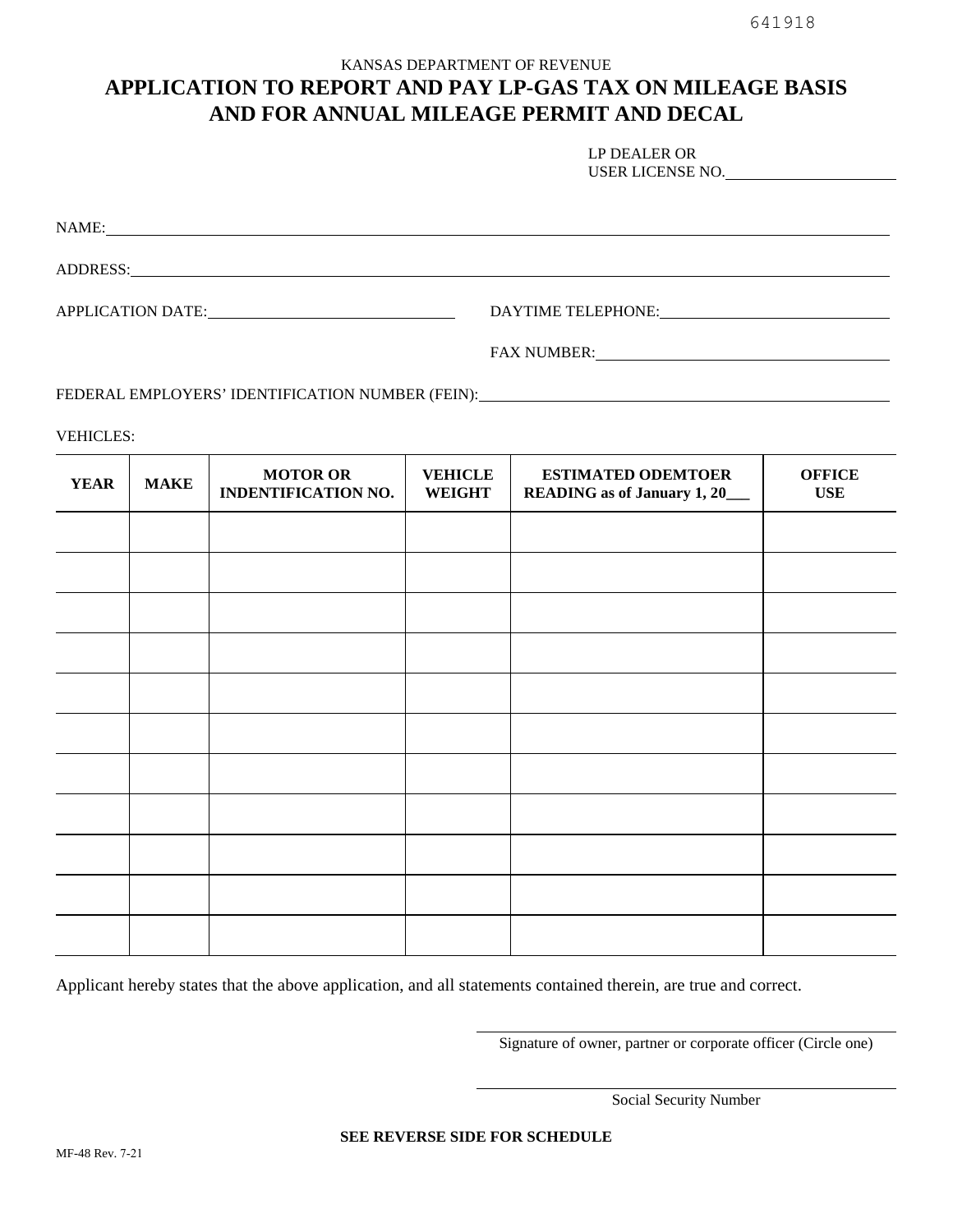641918

KANSAS DEPARTMENT OF REVENUE

# APPLICATION TO REPORT AND PAY LP-GAS TAX ON MILEAGE BASIS AND FOR ANNUAL MILEAGE PERMIT AND DECAL

LP DEALER OR
USER LICENSE NO.\_\_\_\_\_\_\_\_\_\_\_\_\_\_\_\_\_\_\_\_

NAME:\_\_\_\_\_\_\_\_\_\_\_\_\_\_\_\_\_\_\_\_\_\_\_\_\_\_\_\_\_\_\_\_\_\_\_\_\_\_\_\_\_\_\_\_\_\_\_\_\_\_\_\_\_\_\_\_\_\_\_\_

ADDRESS:\_\_\_\_\_\_\_\_\_\_\_\_\_\_\_\_\_\_\_\_\_\_\_\_\_\_\_\_\_\_\_\_\_\_\_\_\_\_\_\_\_\_\_\_\_\_\_\_\_\_\_\_\_\_\_\_

APPLICATION DATE:\_\_\_\_\_\_\_\_\_\_\_\_\_\_\_\_\_\_\_\_\_\_\_\_ DAYTIME TELEPHONE:\_\_\_\_\_\_\_\_\_\_\_\_\_\_\_\_\_\_\_\_\_\_\_\_

FAX NUMBER:\_\_\_\_\_\_\_\_\_\_\_\_\_\_\_\_\_\_\_\_\_\_\_\_

FEDERAL EMPLOYERS' IDENTIFICATION NUMBER (FEIN):\_\_\_\_\_\_\_\_\_\_\_\_\_\_\_\_\_\_\_\_\_\_\_\_

VEHICLES:

| YEAR | MAKE | MOTOR OR INDENTIFICATION NO. | VEHICLE WEIGHT | ESTIMATED ODEMTOER READING as of January 1, 20\_\_\_ | OFFICE USE |
|---|---|---|---|---|---|
| | | | | | |
| | | | | | |
| | | | | | |
| | | | | | |
| | | | | | |
| | | | | | |
| | | | | | |
| | | | | | |
| | | | | | |
| | | | | | |
| | | | | | |

Applicant hereby states that the above application, and all statements contained therein, are true and correct.

\_\_\_\_\_\_\_\_\_\_\_\_\_\_\_\_\_\_\_\_\_\_\_\_\_\_\_\_\_\_\_\_\_\_\_\_\_\_\_\_
Signature of owner, partner or corporate officer (Circle one)

\_\_\_\_\_\_\_\_\_\_\_\_\_\_\_\_\_\_\_\_\_\_\_\_\_\_\_\_\_\_\_\_\_\_\_\_\_\_\_\_
Social Security Number

**SEE REVERSE SIDE FOR SCHEDULE**

MF-48 Rev. 7-21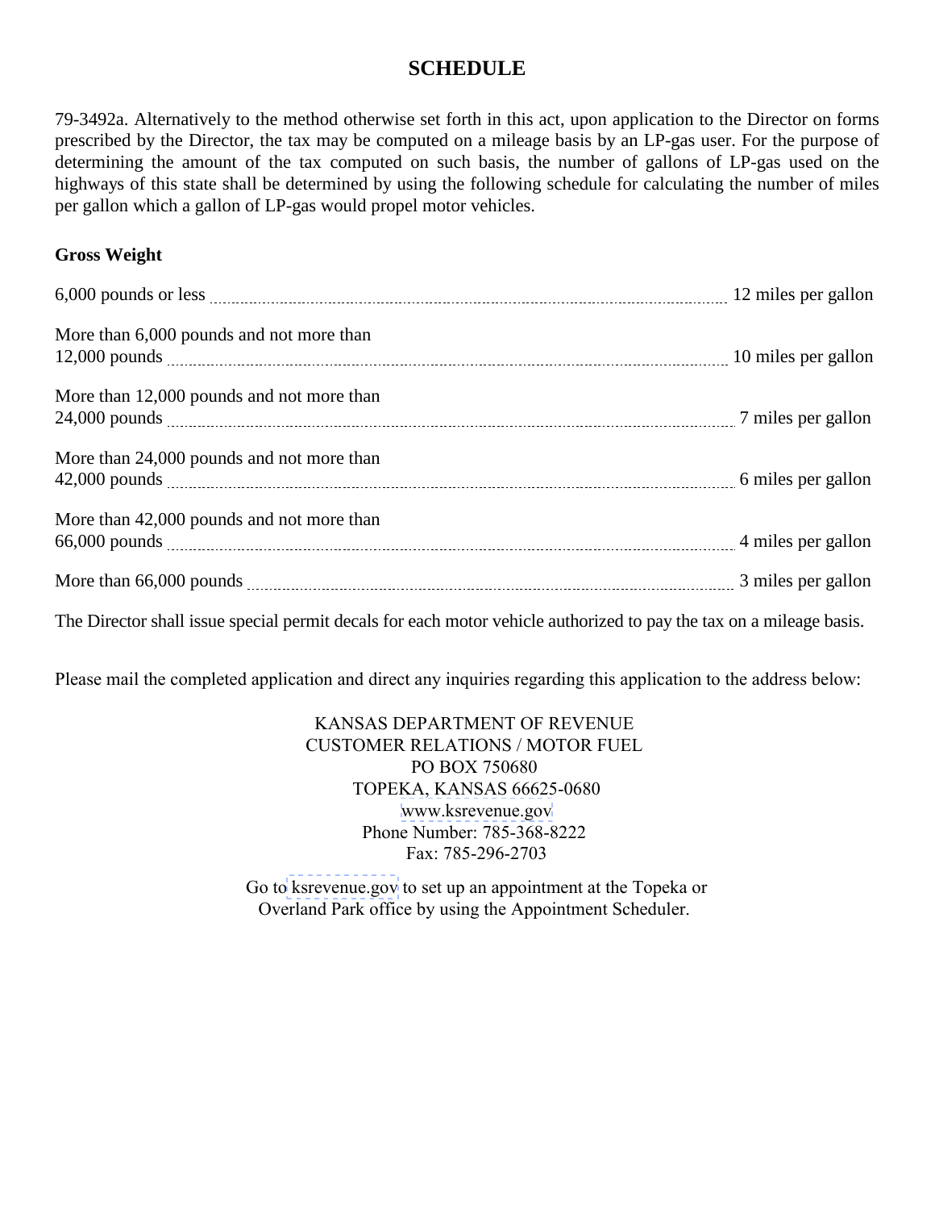# SCHEDULE

79-3492a. Alternatively to the method otherwise set forth in this act, upon application to the Director on forms prescribed by the Director, the tax may be computed on a mileage basis by an LP-gas user. For the purpose of determining the amount of the tax computed on such basis, the number of gallons of LP-gas used on the highways of this state shall be determined by using the following schedule for calculating the number of miles per gallon which a gallon of LP-gas would propel motor vehicles.

**Gross Weight**

| | |
|---|---|
| 6,000 pounds or less | 12 miles per gallon |
| More than 6,000 pounds and not more than 12,000 pounds | 10 miles per gallon |
| More than 12,000 pounds and not more than 24,000 pounds | 7 miles per gallon |
| More than 24,000 pounds and not more than 42,000 pounds | 6 miles per gallon |
| More than 42,000 pounds and not more than 66,000 pounds | 4 miles per gallon |
| More than 66,000 pounds | 3 miles per gallon |

The Director shall issue special permit decals for each motor vehicle authorized to pay the tax on a mileage basis.

Please mail the completed application and direct any inquiries regarding this application to the address below:

KANSAS DEPARTMENT OF REVENUE
CUSTOMER RELATIONS / MOTOR FUEL
PO BOX 750680
TOPEKA, KANSAS 66625-0680
www.ksrevenue.gov
Phone Number: 785-368-8222
Fax: 785-296-2703

Go to ksrevenue.gov to set up an appointment at the Topeka or Overland Park office by using the Appointment Scheduler.